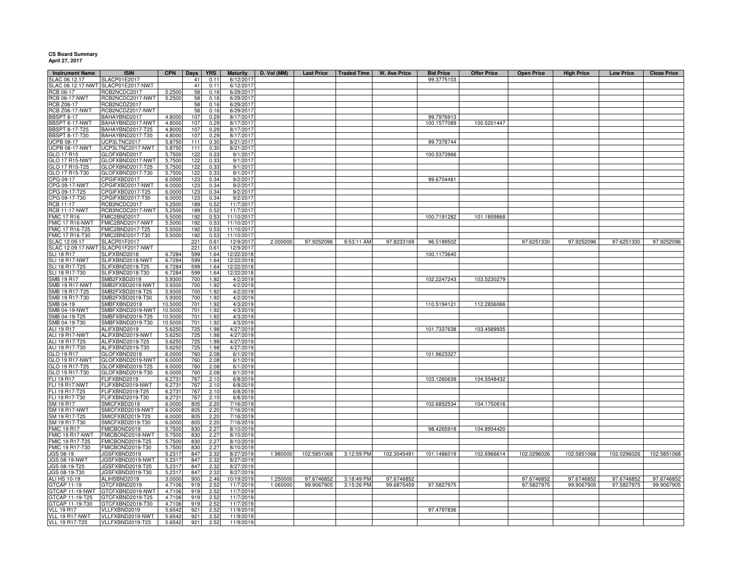**CS Board Summary**
**April 27, 2017**

| Instrument Name | ISIN | CPN | Days | YRS | Maturity | D. Vol (MM) | Last Price | Traded Time | W. Ave Price | Bid Price | Offer Price | Open Price | High Price | Low Price | Close Price |
|---|---|---|---|---|---|---|---|---|---|---|---|---|---|---|---|
| SLAC 06.12.17 | SLACP01E2017 | | 41 | 0.11 | 6/12/2017 | | | | | 99.3775103 | | | | | |
| SLAC 06.12.17-NWT | SLACP01E2017-NWT | | 41 | 0.11 | 6/12/2017 | | | | | | | | | | |
| RCB 06-17 | RCB2NCDC2017 | 5.2500 | 58 | 0.16 | 6/29/2017 | | | | | | | | | | |
| RCB 06-17-NWT | RCB2NCDC2017-NWT | 5.2500 | 58 | 0.16 | 6/29/2017 | | | | | | | | | | |
| RCB Z06-17 | RCB2NCDZ2017 | | 58 | 0.16 | 6/29/2017 | | | | | | | | | | |
| RCB Z06-17-NWT | RCB2NCDZ2017-NWT | | 58 | 0.16 | 6/29/2017 | | | | | | | | | | |
| BBSPT 8-17 | BAHAYBND2017 | 4.8000 | 107 | 0.29 | 8/17/2017 | | | | | 99.7976913 | | | | | |
| BBSPT 8-17-NWT | BAHAYBND2017-NWT | 4.8000 | 107 | 0.29 | 8/17/2017 | | | | | 100.1577089 | 100.5201447 | | | | |
| BBSPT 8-17-T25 | BAHAYBND2017-T25 | 4.8000 | 107 | 0.29 | 8/17/2017 | | | | | | | | | | |
| BBSPT 8-17-T30 | BAHAYBND2017-T30 | 4.8000 | 107 | 0.29 | 8/17/2017 | | | | | | | | | | |
| UCPB 08-17 | UCP3LTNC2017 | 5.8750 | 111 | 0.30 | 8/21/2017 | | | | | 99.7378744 | | | | | |
| UCPB 08-17-NWT | UCP3LTNC2017-NWT | 5.8750 | 111 | 0.30 | 8/21/2017 | | | | | | | | | | |
| GLO 17 R15 | GLOFXBND2017 | 5.7500 | 122 | 0.33 | 9/1/2017 | | | | | 100.5373966 | | | | | |
| GLO 17 R15-NWT | GLOFXBND2017-NWT | 5.7500 | 122 | 0.33 | 9/1/2017 | | | | | | | | | | |
| GLO 17 R15-T25 | GLOFXBND2017-T25 | 5.7500 | 122 | 0.33 | 9/1/2017 | | | | | | | | | | |
| GLO 17 R15-T30 | GLOFXBND2017-T30 | 5.7500 | 122 | 0.33 | 9/1/2017 | | | | | | | | | | |
| CPG 09-17 | CPGIFXBD2017 | 6.0000 | 123 | 0.34 | 9/2/2017 | | | | | 99.6704481 | | | | | |
| CPG 09-17-NWT | CPGIFXBD2017-NWT | 6.0000 | 123 | 0.34 | 9/2/2017 | | | | | | | | | | |
| CPG 09-17-T25 | CPGIFXBD2017-T25 | 6.0000 | 123 | 0.34 | 9/2/2017 | | | | | | | | | | |
| CPG 09-17-T30 | CPGIFXBD2017-T30 | 6.0000 | 123 | 0.34 | 9/2/2017 | | | | | | | | | | |
| RCB 11-17 | RCB3NCDC2017 | 5.2500 | 189 | 0.52 | 11/7/2017 | | | | | | | | | | |
| RCB 11-17-NWT | RCB3NCDC2017-NWT | 5.2500 | 189 | 0.52 | 11/7/2017 | | | | | | | | | | |
| FMIC 17 R16 | FMIC2BND2017 | 5.5000 | 192 | 0.53 | 11/10/2017 | | | | | 100.7191282 | 101.1859868 | | | | |
| FMIC 17 R16-NWT | FMIC2BND2017-NWT | 5.5000 | 192 | 0.53 | 11/10/2017 | | | | | | | | | | |
| FMIC 17 R16-T25 | FMIC2BND2017-T25 | 5.5000 | 192 | 0.53 | 11/10/2017 | | | | | | | | | | |
| FMIC 17 R16-T30 | FMIC2BND2017-T30 | 5.5000 | 192 | 0.53 | 11/10/2017 | | | | | | | | | | |
| SLAC 12.09.17 | SLACP01F2017 | | 221 | 0.61 | 12/9/2017 | 2.000000 | 97.9252096 | 9:53:11 AM | 97.8233169 | 96.5189502 | | 97.6251330 | 97.9252096 | 97.6251330 | 97.9252096 |
| SLAC 12.09.17-NWT | SLACP01F2017-NWT | | 221 | 0.61 | 12/9/2017 | | | | | | | | | | |
| SLI 18 R17 | SLIFXBND2018 | 6.7284 | 599 | 1.64 | 12/22/2018 | | | | | 100.1173640 | | | | | |
| SLI 18 R17-NWT | SLIFXBND2018-NWT | 6.7284 | 599 | 1.64 | 12/22/2018 | | | | | | | | | | |
| SLI 18 R17-T25 | SLIFXBND2018-T25 | 6.7284 | 599 | 1.64 | 12/22/2018 | | | | | | | | | | |
| SLI 18 R17-T30 | SLIFXBND2018-T30 | 6.7284 | 599 | 1.64 | 12/22/2018 | | | | | | | | | | |
| SMB 19 R17 | SMB2FXBD2019 | 5.9300 | 700 | 1.92 | 4/2/2019 | | | | | 102.2247243 | 103.5230279 | | | | |
| SMB 19 R17-NWT | SMB2FXBD2019-NWT | 5.9300 | 700 | 1.92 | 4/2/2019 | | | | | | | | | | |
| SMB 19 R17-T25 | SMB2FXBD2019-T25 | 5.9300 | 700 | 1.92 | 4/2/2019 | | | | | | | | | | |
| SMB 19 R17-T30 | SMB2FXBD2019-T30 | 5.9300 | 700 | 1.92 | 4/2/2019 | | | | | | | | | | |
| SMB 04-19 | SMBFXBND2019 | 10.5000 | 701 | 1.92 | 4/3/2019 | | | | | 110.5194121 | 112.2836066 | | | | |
| SMB 04-19-NWT | SMBFXBND2019-NWT | 10.5000 | 701 | 1.92 | 4/3/2019 | | | | | | | | | | |
| SMB 04-19-T25 | SMBFXBND2019-T25 | 10.5000 | 701 | 1.92 | 4/3/2019 | | | | | | | | | | |
| SMB 04-19-T30 | SMBFXBND2019-T30 | 10.5000 | 701 | 1.92 | 4/3/2019 | | | | | | | | | | |
| ALI 19 R17 | ALIFXBND2019 | 5.6250 | 725 | 1.98 | 4/27/2019 | | | | | 101.7337638 | 103.4589935 | | | | |
| ALI 19 R17-NWT | ALIFXBND2019-NWT | 5.6250 | 725 | 1.98 | 4/27/2019 | | | | | | | | | | |
| ALI 19 R17-T25 | ALIFXBND2019-T25 | 5.6250 | 725 | 1.98 | 4/27/2019 | | | | | | | | | | |
| ALI 19 R17-T30 | ALIFXBND2019-T30 | 5.6250 | 725 | 1.98 | 4/27/2019 | | | | | | | | | | |
| GLO 19 R17 | GLOFXBND2019 | 6.0000 | 760 | 2.08 | 6/1/2019 | | | | | 101.9623327 | | | | | |
| GLO 19 R17-NWT | GLOFXBND2019-NWT | 6.0000 | 760 | 2.08 | 6/1/2019 | | | | | | | | | | |
| GLO 19 R17-T25 | GLOFXBND2019-T25 | 6.0000 | 760 | 2.08 | 6/1/2019 | | | | | | | | | | |
| GLO 19 R17-T30 | GLOFXBND2019-T30 | 6.0000 | 760 | 2.08 | 6/1/2019 | | | | | | | | | | |
| FLI 19 R17 | FLIFXBND2019 | 6.2731 | 767 | 2.10 | 6/8/2019 | | | | | 103.1260639 | 104.5548432 | | | | |
| FLI 19 R17-NWT | FLIFXBND2019-NWT | 6.2731 | 767 | 2.10 | 6/8/2019 | | | | | | | | | | |
| FLI 19 R17-T25 | FLIFXBND2019-T25 | 6.2731 | 767 | 2.10 | 6/8/2019 | | | | | | | | | | |
| FLI 19 R17-T30 | FLIFXBND2019-T30 | 6.2731 | 767 | 2.10 | 6/8/2019 | | | | | | | | | | |
| SM 19 R17 | SMICFXBD2019 | 6.0000 | 805 | 2.20 | 7/16/2019 | | | | | 102.6852534 | 104.1750616 | | | | |
| SM 19 R17-NWT | SMICFXBD2019-NWT | 6.0000 | 805 | 2.20 | 7/16/2019 | | | | | | | | | | |
| SM 19 R17-T25 | SMICFXBD2019-T25 | 6.0000 | 805 | 2.20 | 7/16/2019 | | | | | | | | | | |
| SM 19 R17-T30 | SMICFXBD2019-T30 | 6.0000 | 805 | 2.20 | 7/16/2019 | | | | | | | | | | |
| FMIC 19 R17 | FMICBOND2019 | 5.7500 | 830 | 2.27 | 8/10/2019 | | | | | 98.4265918 | 104.8934420 | | | | |
| FMIC 19 R17-NWT | FMICBOND2019-NWT | 5.7500 | 830 | 2.27 | 8/10/2019 | | | | | | | | | | |
| FMIC 19 R17-T25 | FMICBOND2019-T25 | 5.7500 | 830 | 2.27 | 8/10/2019 | | | | | | | | | | |
| FMIC 19 R17-T30 | FMICBOND2019-T30 | 5.7500 | 830 | 2.27 | 8/10/2019 | | | | | | | | | | |
| JGS 08-19 | JGSFXBND2019 | 5.2317 | 847 | 2.32 | 8/27/2019 | 1.980000 | 102.5851068 | 3:12:59 PM | 102.3045491 | 101.1486019 | 102.6966614 | 102.0296026 | 102.5851068 | 102.0296026 | 102.5851068 |
| JGS 08-19-NWT | JGSFXBND2019-NWT | 5.2317 | 847 | 2.32 | 8/27/2019 | | | | | | | | | | |
| JGS 08-19-T25 | JGSFXBND2019-T25 | 5.2317 | 847 | 2.32 | 8/27/2019 | | | | | | | | | | |
| JGS 08-19-T30 | JGSFXBND2019-T30 | 5.2317 | 847 | 2.32 | 8/27/2019 | | | | | | | | | | |
| ALI HS 10-19 | ALIHSBND2019 | 3.0000 | 900 | 2.46 | 10/19/2019 | 1.250000 | 97.6746852 | 3:18:49 PM | 97.6746852 | | | 97.6746852 | 97.6746852 | 97.6746852 | 97.6746852 |
| GTCAP 11-19 | GTCFXBND2019 | 4.7106 | 919 | 2.52 | 11/7/2019 | 1.060000 | 99.9067905 | 3:15:26 PM | 99.6875459 | 97.5827975 | | 97.5827975 | 99.9067905 | 97.5827975 | 99.9067905 |
| GTCAP 11-19-NWT | GTCFXBND2019-NWT | 4.7106 | 919 | 2.52 | 11/7/2019 | | | | | | | | | | |
| GTCAP 11-19-T25 | GTCFXBND2019-T25 | 4.7106 | 919 | 2.52 | 11/7/2019 | | | | | | | | | | |
| GTCAP 11-19-T30 | GTCFXBND2019-T30 | 4.7106 | 919 | 2.52 | 11/7/2019 | | | | | | | | | | |
| VLL 19 R17 | VLLFXBND2019 | 5.6542 | 921 | 2.52 | 11/9/2019 | | | | | 97.4797836 | | | | | |
| VLL 19 R17-NWT | VLLFXBND2019-NWT | 5.6542 | 921 | 2.52 | 11/9/2019 | | | | | | | | | | |
| VLL 19 R17-T25 | VLLFXBND2019-T25 | 5.6542 | 921 | 2.52 | 11/9/2019 | | | | | | | | | | |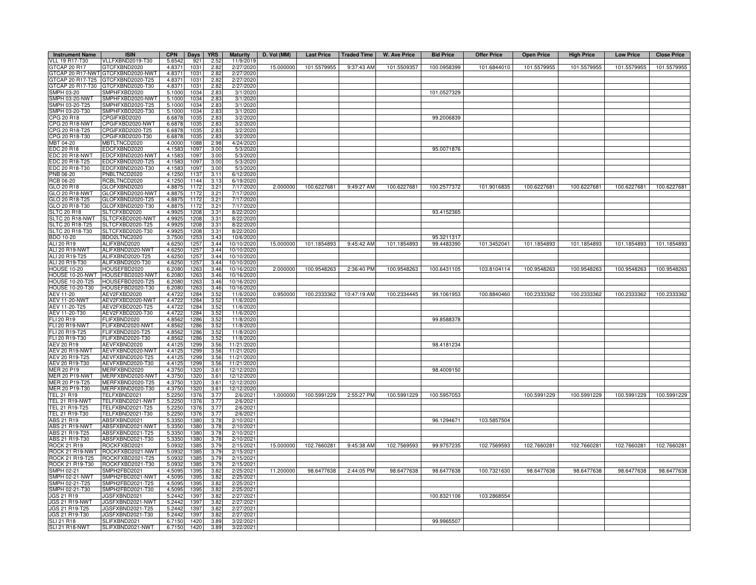| Instrument Name | ISIN | CPN | Days | YRS | Maturity | D. Vol (MM) | Last Price | Traded Time | W. Ave Price | Bid Price | Offer Price | Open Price | High Price | Low Price | Close Price |
|---|---|---|---|---|---|---|---|---|---|---|---|---|---|---|---|
| VLL 19 R17-T30 | VLLFXBND2019-T30 | 5.6542 | 921 | 2.52 | 11/9/2019 | | | | | | | | | | |
| GTCAP 20 R17 | GTCFXBND2020 | 4.8371 | 1031 | 2.82 | 2/27/2020 | 15.000000 | 101.5579955 | 9:37:43 AM | 101.5509357 | 100.0958399 | 101.6844010 | 101.5579955 | 101.5579955 | 101.5579955 | 101.5579955 |
| GTCAP 20 R17-NWT | GTCFXBND2020-NWT | 4.8371 | 1031 | 2.82 | 2/27/2020 | | | | | | | | | | |
| GTCAP 20 R17-T25 | GTCFXBND2020-T25 | 4.8371 | 1031 | 2.82 | 2/27/2020 | | | | | | | | | | |
| GTCAP 20 R17-T30 | GTCFXBND2020-T30 | 4.8371 | 1031 | 2.82 | 2/27/2020 | | | | | | | | | | |
| SMPH 03-20 | SMPHFXBD2020 | 5.1000 | 1034 | 2.83 | 3/1/2020 | | | | | 101.0527329 | | | | | |
| SMPH 03-20-NWT | SMPHFXBD2020-NWT | 5.1000 | 1034 | 2.83 | 3/1/2020 | | | | | | | | | | |
| SMPH 03-20-T25 | SMPHFXBD2020-T25 | 5.1000 | 1034 | 2.83 | 3/1/2020 | | | | | | | | | | |
| SMPH 03-20-T30 | SMPHFXBD2020-T30 | 5.1000 | 1034 | 2.83 | 3/1/2020 | | | | | | | | | | |
| CPG 20 R18 | CPGIFXBD2020 | 6.6878 | 1035 | 2.83 | 3/2/2020 | | | | | 99.2006839 | | | | | |
| CPG 20 R18-NWT | CPGIFXBD2020-NWT | 6.6878 | 1035 | 2.83 | 3/2/2020 | | | | | | | | | | |
| CPG 20 R18-T25 | CPGIFXBD2020-T25 | 6.6878 | 1035 | 2.83 | 3/2/2020 | | | | | | | | | | |
| CPG 20 R18-T30 | CPGIFXBD2020-T30 | 6.6878 | 1035 | 2.83 | 3/2/2020 | | | | | | | | | | |
| MBT 04-20 | MBTLTNCD2020 | 4.0000 | 1088 | 2.98 | 4/24/2020 | | | | | | | | | | |
| EDC 20 R18 | EDCFXBND2020 | 4.1583 | 1097 | 3.00 | 5/3/2020 | | | | | 95.0071876 | | | | | |
| EDC 20 R18-NWT | EDCFXBND2020-NWT | 4.1583 | 1097 | 3.00 | 5/3/2020 | | | | | | | | | | |
| EDC 20 R18-T25 | EDCFXBND2020-T25 | 4.1583 | 1097 | 3.00 | 5/3/2020 | | | | | | | | | | |
| EDC 20 R18-T30 | EDCFXBND2020-T30 | 4.1583 | 1097 | 3.00 | 5/3/2020 | | | | | | | | | | |
| PNB 06-20 | PNBLTNCD2020 | 4.1250 | 1137 | 3.11 | 6/12/2020 | | | | | | | | | | |
| RCB 06-20 | RCBLTNCD2020 | 4.1250 | 1144 | 3.13 | 6/19/2020 | | | | | | | | | | |
| GLO 20 R18 | GLOFXBND2020 | 4.8875 | 1172 | 3.21 | 7/17/2020 | 2.000000 | 100.6227681 | 9:49:27 AM | 100.6227681 | 100.2577372 | 101.9016835 | 100.6227681 | 100.6227681 | 100.6227681 | 100.6227681 |
| GLO 20 R18-NWT | GLOFXBND2020-NWT | 4.8875 | 1172 | 3.21 | 7/17/2020 | | | | | | | | | | |
| GLO 20 R18-T25 | GLOFXBND2020-T25 | 4.8875 | 1172 | 3.21 | 7/17/2020 | | | | | | | | | | |
| GLO 20 R18-T30 | GLOFXBND2020-T30 | 4.8875 | 1172 | 3.21 | 7/17/2020 | | | | | | | | | | |
| SLTC 20 R18 | SLTCFXBD2020 | 4.9925 | 1208 | 3.31 | 8/22/2020 | | | | | 93.4152365 | | | | | |
| SLTC 20 R18-NWT | SLTCFXBD2020-NWT | 4.9925 | 1208 | 3.31 | 8/22/2020 | | | | | | | | | | |
| SLTC 20 R18-T25 | SLTCFXBD2020-T25 | 4.9925 | 1208 | 3.31 | 8/22/2020 | | | | | | | | | | |
| SLTC 20 R18-T30 | SLTCFXBD2020-T30 | 4.9925 | 1208 | 3.31 | 8/22/2020 | | | | | | | | | | |
| BDO 10-20 | BDO2LTNC2020 | 3.7500 | 1253 | 3.43 | 10/6/2020 | | | | | 95.3211317 | | | | | |
| ALI 20 R19 | ALIFXBND2020 | 4.6250 | 1257 | 3.44 | 10/10/2020 | 15.000000 | 101.1854893 | 9:45:42 AM | 101.1854893 | 99.4483390 | 101.3452041 | 101.1854893 | 101.1854893 | 101.1854893 | 101.1854893 |
| ALI 20 R19-NWT | ALIFXBND2020-NWT | 4.6250 | 1257 | 3.44 | 10/10/2020 | | | | | | | | | | |
| ALI 20 R19-T25 | ALIFXBND2020-T25 | 4.6250 | 1257 | 3.44 | 10/10/2020 | | | | | | | | | | |
| ALI 20 R19-T30 | ALIFXBND2020-T30 | 4.6250 | 1257 | 3.44 | 10/10/2020 | | | | | | | | | | |
| HOUSE 10-20 | HOUSEFBD2020 | 6.2080 | 1263 | 3.46 | 10/16/2020 | 2.000000 | 100.9548263 | 2:36:40 PM | 100.9548263 | 100.6431105 | 103.8104114 | 100.9548263 | 100.9548263 | 100.9548263 | 100.9548263 |
| HOUSE 10-20-NWT | HOUSEFBD2020-NWT | 6.2080 | 1263 | 3.46 | 10/16/2020 | | | | | | | | | | |
| HOUSE 10-20-T25 | HOUSEFBD2020-T25 | 6.2080 | 1263 | 3.46 | 10/16/2020 | | | | | | | | | | |
| HOUSE 10-20-T30 | HOUSEFBD2020-T30 | 6.2080 | 1263 | 3.46 | 10/16/2020 | | | | | | | | | | |
| AEV 11-20 | AEV2FXBD2020 | 4.4722 | 1284 | 3.52 | 11/6/2020 | 0.950000 | 100.2333362 | 10:47:19 AM | 100.2334445 | 99.1061953 | 100.8840460 | 100.2333362 | 100.2333362 | 100.2333362 | 100.2333362 |
| AEV 11-20-NWT | AEV2FXBD2020-NWT | 4.4722 | 1284 | 3.52 | 11/6/2020 | | | | | | | | | | |
| AEV 11-20-T25 | AEV2FXBD2020-T25 | 4.4722 | 1284 | 3.52 | 11/6/2020 | | | | | | | | | | |
| AEV 11-20-T30 | AEV2FXBD2020-T30 | 4.4722 | 1284 | 3.52 | 11/6/2020 | | | | | | | | | | |
| FLI 20 R19 | FLIFXBND2020 | 4.8562 | 1286 | 3.52 | 11/8/2020 | | | | | 99.8588378 | | | | | |
| FLI 20 R19-NWT | FLIFXBND2020-NWT | 4.8562 | 1286 | 3.52 | 11/8/2020 | | | | | | | | | | |
| FLI 20 R19-T25 | FLIFXBND2020-T25 | 4.8562 | 1286 | 3.52 | 11/8/2020 | | | | | | | | | | |
| FLI 20 R19-T30 | FLIFXBND2020-T30 | 4.8562 | 1286 | 3.52 | 11/8/2020 | | | | | | | | | | |
| AEV 20 R19 | AEVFXBND2020 | 4.4125 | 1299 | 3.56 | 11/21/2020 | | | | | 98.4181234 | | | | | |
| AEV 20 R19-NWT | AEVFXBND2020-NWT | 4.4125 | 1299 | 3.56 | 11/21/2020 | | | | | | | | | | |
| AEV 20 R19-T25 | AEVFXBND2020-T25 | 4.4125 | 1299 | 3.56 | 11/21/2020 | | | | | | | | | | |
| AEV 20 R19-T30 | AEVFXBND2020-T30 | 4.4125 | 1299 | 3.56 | 11/21/2020 | | | | | | | | | | |
| MER 20 P19 | MERFXBND2020 | 4.3750 | 1320 | 3.61 | 12/12/2020 | | | | | 98.4009150 | | | | | |
| MER 20 P19-NWT | MERFXBND2020-NWT | 4.3750 | 1320 | 3.61 | 12/12/2020 | | | | | | | | | | |
| MER 20 P19-T25 | MERFXBND2020-T25 | 4.3750 | 1320 | 3.61 | 12/12/2020 | | | | | | | | | | |
| MER 20 P19-T30 | MERFXBND2020-T30 | 4.3750 | 1320 | 3.61 | 12/12/2020 | | | | | | | | | | |
| TEL 21 R19 | TELFXBND2021 | 5.2250 | 1376 | 3.77 | 2/6/2021 | 1.000000 | 100.5991229 | 2:55:27 PM | 100.5991229 | 100.5957053 | | 100.5991229 | 100.5991229 | 100.5991229 | 100.5991229 |
| TEL 21 R19-NWT | TELFXBND2021-NWT | 5.2250 | 1376 | 3.77 | 2/6/2021 | | | | | | | | | | |
| TEL 21 R19-T25 | TELFXBND2021-T25 | 5.2250 | 1376 | 3.77 | 2/6/2021 | | | | | | | | | | |
| TEL 21 R19-T30 | TELFXBND2021-T30 | 5.2250 | 1376 | 3.77 | 2/6/2021 | | | | | | | | | | |
| ABS 21 R19 | ABSFXBND2021 | 5.3350 | 1380 | 3.78 | 2/10/2021 | | | | | 96.1294671 | 103.5857504 | | | | |
| ABS 21 R19-NWT | ABSFXBND2021-NWT | 5.3350 | 1380 | 3.78 | 2/10/2021 | | | | | | | | | | |
| ABS 21 R19-T25 | ABSFXBND2021-T25 | 5.3350 | 1380 | 3.78 | 2/10/2021 | | | | | | | | | | |
| ABS 21 R19-T30 | ABSFXBND2021-T30 | 5.3350 | 1380 | 3.78 | 2/10/2021 | | | | | | | | | | |
| ROCK 21 R19 | ROCKFXBD2021 | 5.0932 | 1385 | 3.79 | 2/15/2021 | 15.000000 | 102.7660281 | 9:45:38 AM | 102.7569593 | 99.9757235 | 102.7569593 | 102.7660281 | 102.7660281 | 102.7660281 | 102.7660281 |
| ROCK 21 R19-NWT | ROCKFXBD2021-NWT | 5.0932 | 1385 | 3.79 | 2/15/2021 | | | | | | | | | | |
| ROCK 21 R19-T25 | ROCKFXBD2021-T25 | 5.0932 | 1385 | 3.79 | 2/15/2021 | | | | | | | | | | |
| ROCK 21 R19-T30 | ROCKFXBD2021-T30 | 5.0932 | 1385 | 3.79 | 2/15/2021 | | | | | | | | | | |
| SMPH 02-21 | SMPH2FBD2021 | 4.5095 | 1395 | 3.82 | 2/25/2021 | 11.200000 | 98.6477638 | 2:44:05 PM | 98.6477638 | 98.6477638 | 100.7321630 | 98.6477638 | 98.6477638 | 98.6477638 | 98.6477638 |
| SMPH 02-21-NWT | SMPH2FBD2021-NWT | 4.5095 | 1395 | 3.82 | 2/25/2021 | | | | | | | | | | |
| SMPH 02-21-T25 | SMPH2FBD2021-T25 | 4.5095 | 1395 | 3.82 | 2/25/2021 | | | | | | | | | | |
| SMPH 02-21-T30 | SMPH2FBD2021-T30 | 4.5095 | 1395 | 3.82 | 2/25/2021 | | | | | | | | | | |
| JGS 21 R19 | JGSFXBND2021 | 5.2442 | 1397 | 3.82 | 2/27/2021 | | | | | 100.8321106 | 103.2868554 | | | | |
| JGS 21 R19-NWT | JGSFXBND2021-NWT | 5.2442 | 1397 | 3.82 | 2/27/2021 | | | | | | | | | | |
| JGS 21 R19-T25 | JGSFXBND2021-T25 | 5.2442 | 1397 | 3.82 | 2/27/2021 | | | | | | | | | | |
| JGS 21 R19-T30 | JGSFXBND2021-T30 | 5.2442 | 1397 | 3.82 | 2/27/2021 | | | | | | | | | | |
| SLI 21 R18 | SLIFXBND2021 | 6.7150 | 1420 | 3.89 | 3/22/2021 | | | | | 99.9965507 | | | | | |
| SLI 21 R18-NWT | SLIFXBND2021-NWT | 6.7150 | 1420 | 3.89 | 3/22/2021 | | | | | | | | | | |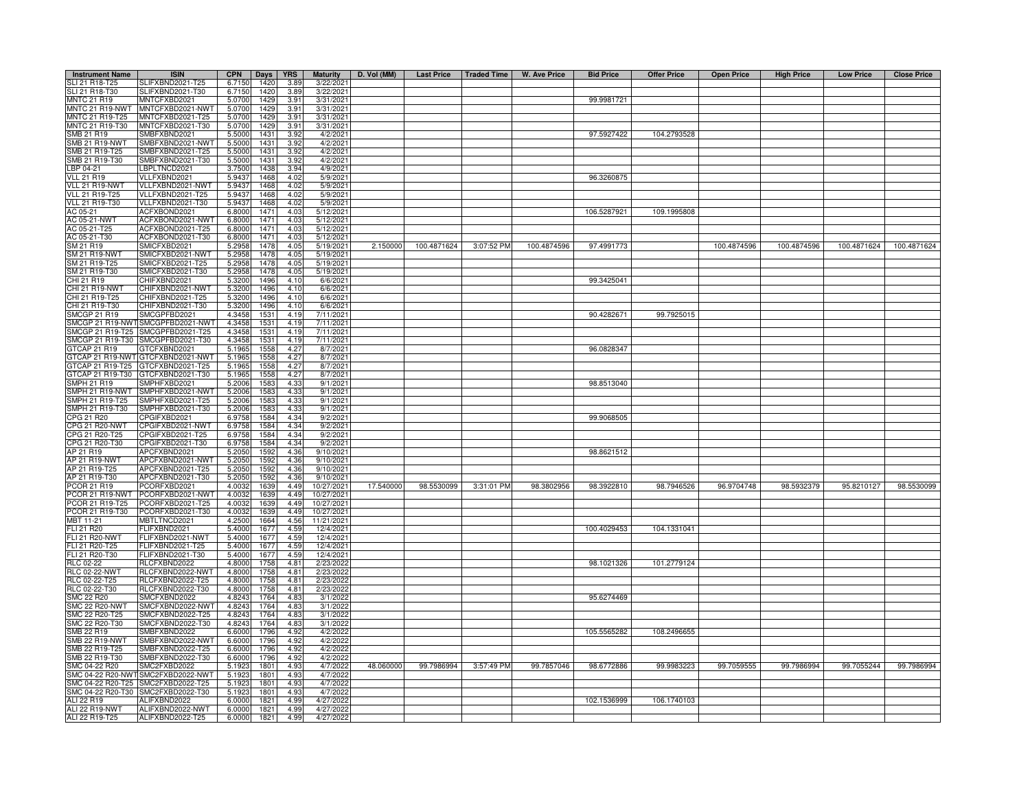| Instrument Name | ISIN | CPN | Days | YRS | Maturity | D. Vol (MM) | Last Price | Traded Time | W. Ave Price | Bid Price | Offer Price | Open Price | High Price | Low Price | Close Price |
|---|---|---|---|---|---|---|---|---|---|---|---|---|---|---|---|
| SLI 21 R18-T25 | SLIFXBND2021-T25 | 6.7150 | 1420 | 3.89 | 3/22/2021 | | | | | | | | | | |
| SLI 21 R18-T30 | SLIFXBND2021-T30 | 6.7150 | 1420 | 3.89 | 3/22/2021 | | | | | | | | | | |
| MNTC 21 R19 | MNTCFXBD2021 | 5.0700 | 1429 | 3.91 | 3/31/2021 | | | | | 99.9981721 | | | | | |
| MNTC 21 R19-NWT | MNTCFXBD2021-NWT | 5.0700 | 1429 | 3.91 | 3/31/2021 | | | | | | | | | | |
| MNTC 21 R19-T25 | MNTCFXBD2021-T25 | 5.0700 | 1429 | 3.91 | 3/31/2021 | | | | | | | | | | |
| MNTC 21 R19-T30 | MNTCFXBD2021-T30 | 5.0700 | 1429 | 3.91 | 3/31/2021 | | | | | | | | | | |
| SMB 21 R19 | SMBFXBND2021 | 5.5000 | 1431 | 3.92 | 4/2/2021 | | | | | 97.5927422 | 104.2793528 | | | | |
| SMB 21 R19-NWT | SMBFXBND2021-NWT | 5.5000 | 1431 | 3.92 | 4/2/2021 | | | | | | | | | | |
| SMB 21 R19-T25 | SMBFXBND2021-T25 | 5.5000 | 1431 | 3.92 | 4/2/2021 | | | | | | | | | | |
| SMB 21 R19-T30 | SMBFXBND2021-T30 | 5.5000 | 1431 | 3.92 | 4/2/2021 | | | | | | | | | | |
| LBP 04-21 | LBPLTNCD2021 | 3.7500 | 1438 | 3.94 | 4/9/2021 | | | | | | | | | | |
| VLL 21 R19 | VLLFXBND2021 | 5.9437 | 1468 | 4.02 | 5/9/2021 | | | | | 96.3260875 | | | | | |
| VLL 21 R19-NWT | VLLFXBND2021-NWT | 5.9437 | 1468 | 4.02 | 5/9/2021 | | | | | | | | | | |
| VLL 21 R19-T25 | VLLFXBND2021-T25 | 5.9437 | 1468 | 4.02 | 5/9/2021 | | | | | | | | | | |
| VLL 21 R19-T30 | VLLFXBND2021-T30 | 5.9437 | 1468 | 4.02 | 5/9/2021 | | | | | | | | | | |
| AC 05-21 | ACFXBOND2021 | 6.8000 | 1471 | 4.03 | 5/12/2021 | | | | | 106.5287921 | 109.1995808 | | | | |
| AC 05-21-NWT | ACFXBOND2021-NWT | 6.8000 | 1471 | 4.03 | 5/12/2021 | | | | | | | | | | |
| AC 05-21-T25 | ACFXBOND2021-T25 | 6.8000 | 1471 | 4.03 | 5/12/2021 | | | | | | | | | | |
| AC 05-21-T30 | ACFXBOND2021-T30 | 6.8000 | 1471 | 4.03 | 5/12/2021 | | | | | | | | | | |
| SM 21 R19 | SMICFXBD2021 | 5.2958 | 1478 | 4.05 | 5/19/2021 | 2.150000 | 100.4871624 | 3:07:52 PM | 100.4874596 | 97.4991773 | | 100.4874596 | 100.4874596 | 100.4871624 | 100.4871624 |
| SM 21 R19-NWT | SMICFXBD2021-NWT | 5.2958 | 1478 | 4.05 | 5/19/2021 | | | | | | | | | | |
| SM 21 R19-T25 | SMICFXBD2021-T25 | 5.2958 | 1478 | 4.05 | 5/19/2021 | | | | | | | | | | |
| SM 21 R19-T30 | SMICFXBD2021-T30 | 5.2958 | 1478 | 4.05 | 5/19/2021 | | | | | | | | | | |
| CHI 21 R19 | CHIFXBND2021 | 5.3200 | 1496 | 4.10 | 6/6/2021 | | | | | 99.3425041 | | | | | |
| CHI 21 R19-NWT | CHIFXBND2021-NWT | 5.3200 | 1496 | 4.10 | 6/6/2021 | | | | | | | | | | |
| CHI 21 R19-T25 | CHIFXBND2021-T25 | 5.3200 | 1496 | 4.10 | 6/6/2021 | | | | | | | | | | |
| CHI 21 R19-T30 | CHIFXBND2021-T30 | 5.3200 | 1496 | 4.10 | 6/6/2021 | | | | | | | | | | |
| SMCGP 21 R19 | SMCGPFBD2021 | 4.3458 | 1531 | 4.19 | 7/11/2021 | | | | | 90.4282671 | 99.7925015 | | | | |
| SMCGP 21 R19-NWT | SMCGPFBD2021-NWT | 4.3458 | 1531 | 4.19 | 7/11/2021 | | | | | | | | | | |
| SMCGP 21 R19-T25 | SMCGPFBD2021-T25 | 4.3458 | 1531 | 4.19 | 7/11/2021 | | | | | | | | | | |
| SMCGP 21 R19-T30 | SMCGPFBD2021-T30 | 4.3458 | 1531 | 4.19 | 7/11/2021 | | | | | | | | | | |
| GTCAP 21 R19 | GTCFXBND2021 | 5.1965 | 1558 | 4.27 | 8/7/2021 | | | | | 96.0828347 | | | | | |
| GTCAP 21 R19-NWT | GTCFXBND2021-NWT | 5.1965 | 1558 | 4.27 | 8/7/2021 | | | | | | | | | | |
| GTCAP 21 R19-T25 | GTCFXBND2021-T25 | 5.1965 | 1558 | 4.27 | 8/7/2021 | | | | | | | | | | |
| GTCAP 21 R19-T30 | GTCFXBND2021-T30 | 5.1965 | 1558 | 4.27 | 8/7/2021 | | | | | | | | | | |
| SMPH 21 R19 | SMPHFXBD2021 | 5.2006 | 1583 | 4.33 | 9/1/2021 | | | | | 98.8513040 | | | | | |
| SMPH 21 R19-NWT | SMPHFXBD2021-NWT | 5.2006 | 1583 | 4.33 | 9/1/2021 | | | | | | | | | | |
| SMPH 21 R19-T25 | SMPHFXBD2021-T25 | 5.2006 | 1583 | 4.33 | 9/1/2021 | | | | | | | | | | |
| SMPH 21 R19-T30 | SMPHFXBD2021-T30 | 5.2006 | 1583 | 4.33 | 9/1/2021 | | | | | | | | | | |
| CPG 21 R20 | CPGIFXBD2021 | 6.9758 | 1584 | 4.34 | 9/2/2021 | | | | | 99.9068505 | | | | | |
| CPG 21 R20-NWT | CPGIFXBD2021-NWT | 6.9758 | 1584 | 4.34 | 9/2/2021 | | | | | | | | | | |
| CPG 21 R20-T25 | CPGIFXBD2021-T25 | 6.9758 | 1584 | 4.34 | 9/2/2021 | | | | | | | | | | |
| CPG 21 R20-T30 | CPGIFXBD2021-T30 | 6.9758 | 1584 | 4.34 | 9/2/2021 | | | | | | | | | | |
| AP 21 R19 | APCFXBND2021 | 5.2050 | 1592 | 4.36 | 9/10/2021 | | | | | 98.8621512 | | | | | |
| AP 21 R19-NWT | APCFXBND2021-NWT | 5.2050 | 1592 | 4.36 | 9/10/2021 | | | | | | | | | | |
| AP 21 R19-T25 | APCFXBND2021-T25 | 5.2050 | 1592 | 4.36 | 9/10/2021 | | | | | | | | | | |
| AP 21 R19-T30 | APCFXBND2021-T30 | 5.2050 | 1592 | 4.36 | 9/10/2021 | | | | | | | | | | |
| PCOR 21 R19 | PCORFXBD2021 | 4.0032 | 1639 | 4.49 | 10/27/2021 | 17.540000 | 98.5530099 | 3:31:01 PM | 98.3802956 | 98.3922810 | 98.7946526 | 96.9704748 | 98.5932379 | 95.8210127 | 98.5530099 |
| PCOR 21 R19-NWT | PCORFXBD2021-NWT | 4.0032 | 1639 | 4.49 | 10/27/2021 | | | | | | | | | | |
| PCOR 21 R19-T25 | PCORFXBD2021-T25 | 4.0032 | 1639 | 4.49 | 10/27/2021 | | | | | | | | | | |
| PCOR 21 R19-T30 | PCORFXBD2021-T30 | 4.0032 | 1639 | 4.49 | 10/27/2021 | | | | | | | | | | |
| MBT 11-21 | MBTLTNCD2021 | 4.2500 | 1664 | 4.56 | 11/21/2021 | | | | | | | | | | |
| FLI 21 R20 | FLIFXBND2021 | 5.4000 | 1677 | 4.59 | 12/4/2021 | | | | | 100.4029453 | 104.1331041 | | | | |
| FLI 21 R20-NWT | FLIFXBND2021-NWT | 5.4000 | 1677 | 4.59 | 12/4/2021 | | | | | | | | | | |
| FLI 21 R20-T25 | FLIFXBND2021-T25 | 5.4000 | 1677 | 4.59 | 12/4/2021 | | | | | | | | | | |
| FLI 21 R20-T30 | FLIFXBND2021-T30 | 5.4000 | 1677 | 4.59 | 12/4/2021 | | | | | | | | | | |
| RLC 02-22 | RLCFXBND2022 | 4.8000 | 1758 | 4.81 | 2/23/2022 | | | | | 98.1021326 | 101.2779124 | | | | |
| RLC 02-22-NWT | RLCFXBND2022-NWT | 4.8000 | 1758 | 4.81 | 2/23/2022 | | | | | | | | | | |
| RLC 02-22-T25 | RLCFXBND2022-T25 | 4.8000 | 1758 | 4.81 | 2/23/2022 | | | | | | | | | | |
| RLC 02-22-T30 | RLCFXBND2022-T30 | 4.8000 | 1758 | 4.81 | 2/23/2022 | | | | | | | | | | |
| SMC 22 R20 | SMCFXBND2022 | 4.8243 | 1764 | 4.83 | 3/1/2022 | | | | | 95.6274469 | | | | | |
| SMC 22 R20-NWT | SMCFXBND2022-NWT | 4.8243 | 1764 | 4.83 | 3/1/2022 | | | | | | | | | | |
| SMC 22 R20-T25 | SMCFXBND2022-T25 | 4.8243 | 1764 | 4.83 | 3/1/2022 | | | | | | | | | | |
| SMC 22 R20-T30 | SMCFXBND2022-T30 | 4.8243 | 1764 | 4.83 | 3/1/2022 | | | | | | | | | | |
| SMB 22 R19 | SMBFXBND2022 | 6.6000 | 1796 | 4.92 | 4/2/2022 | | | | | 105.5565282 | 108.2496655 | | | | |
| SMB 22 R19-NWT | SMBFXBND2022-NWT | 6.6000 | 1796 | 4.92 | 4/2/2022 | | | | | | | | | | |
| SMB 22 R19-T25 | SMBFXBND2022-T25 | 6.6000 | 1796 | 4.92 | 4/2/2022 | | | | | | | | | | |
| SMB 22 R19-T30 | SMBFXBND2022-T30 | 6.6000 | 1796 | 4.92 | 4/2/2022 | | | | | | | | | | |
| SMC 04-22 R20 | SMC2FXBD2022 | 5.1923 | 1801 | 4.93 | 4/7/2022 | 48.060000 | 99.7986994 | 3:57:49 PM | 99.7857046 | 98.6772886 | 99.9983223 | 99.7059555 | 99.7986994 | 99.7055244 | 99.7986994 |
| SMC 04-22 R20-NWT | SMC2FXBD2022-NWT | 5.1923 | 1801 | 4.93 | 4/7/2022 | | | | | | | | | | |
| SMC 04-22 R20-T25 | SMC2FXBD2022-T25 | 5.1923 | 1801 | 4.93 | 4/7/2022 | | | | | | | | | | |
| SMC 04-22 R20-T30 | SMC2FXBD2022-T30 | 5.1923 | 1801 | 4.93 | 4/7/2022 | | | | | | | | | | |
| ALI 22 R19 | ALIFXBND2022 | 6.0000 | 1821 | 4.99 | 4/27/2022 | | | | | 102.1536999 | 106.1740103 | | | | |
| ALI 22 R19-NWT | ALIFXBND2022-NWT | 6.0000 | 1821 | 4.99 | 4/27/2022 | | | | | | | | | | |
| ALI 22 R19-T25 | ALIFXBND2022-T25 | 6.0000 | 1821 | 4.99 | 4/27/2022 | | | | | | | | | | |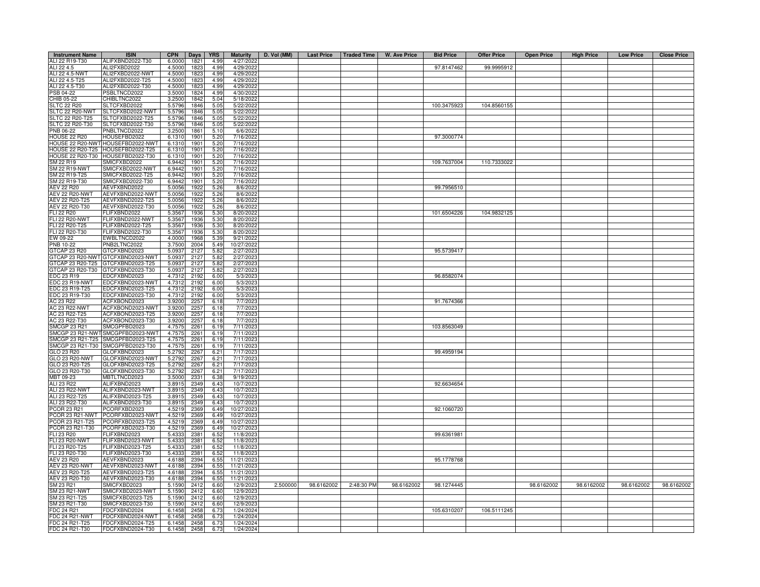| Instrument Name | ISIN | CPN | Days | YRS | Maturity | D. Vol (MM) | Last Price | Traded Time | W. Ave Price | Bid Price | Offer Price | Open Price | High Price | Low Price | Close Price |
|---|---|---|---|---|---|---|---|---|---|---|---|---|---|---|---|
| ALI 22 R19-T30 | ALIFXBND2022-T30 | 6.0000 | 1821 | 4.99 | 4/27/2022 | | | | | | | | | | |
| ALI 22 4.5 | ALI2FXBD2022 | 4.5000 | 1823 | 4.99 | 4/29/2022 | | | | | 97.8147462 | 99.9995912 | | | | |
| ALI 22 4.5-NWT | ALI2FXBD2022-NWT | 4.5000 | 1823 | 4.99 | 4/29/2022 | | | | | | | | | | |
| ALI 22 4.5-T25 | ALI2FXBD2022-T25 | 4.5000 | 1823 | 4.99 | 4/29/2022 | | | | | | | | | | |
| ALI 22 4.5-T30 | ALI2FXBD2022-T30 | 4.5000 | 1823 | 4.99 | 4/29/2022 | | | | | | | | | | |
| PSB 04-22 | PSBLTNCD2022 | 3.5000 | 1824 | 4.99 | 4/30/2022 | | | | | | | | | | |
| CHIB 05-22 | CHIBLTNC2022 | 3.2500 | 1842 | 5.04 | 5/18/2022 | | | | | | | | | | |
| SLTC 22 R20 | SLTCFXBD2022 | 5.5796 | 1846 | 5.05 | 5/22/2022 | | | | | 100.3475923 | 104.8560155 | | | | |
| SLTC 22 R20-NWT | SLTCFXBD2022-NWT | 5.5796 | 1846 | 5.05 | 5/22/2022 | | | | | | | | | | |
| SLTC 22 R20-T25 | SLTCFXBD2022-T25 | 5.5796 | 1846 | 5.05 | 5/22/2022 | | | | | | | | | | |
| SLTC 22 R20-T30 | SLTCFXBD2022-T30 | 5.5796 | 1846 | 5.05 | 5/22/2022 | | | | | | | | | | |
| PNB 06-22 | PNBLTNCD2022 | 3.2500 | 1861 | 5.10 | 6/6/2022 | | | | | | | | | | |
| HOUSE 22 R20 | HOUSEFBD2022 | 6.1310 | 1901 | 5.20 | 7/16/2022 | | | | | 97.3000774 | | | | | |
| HOUSE 22 R20-NWT | HOUSEFBD2022-NWT | 6.1310 | 1901 | 5.20 | 7/16/2022 | | | | | | | | | | |
| HOUSE 22 R20-T25 | HOUSEFBD2022-T25 | 6.1310 | 1901 | 5.20 | 7/16/2022 | | | | | | | | | | |
| HOUSE 22 R20-T30 | HOUSEFBD2022-T30 | 6.1310 | 1901 | 5.20 | 7/16/2022 | | | | | | | | | | |
| SM 22 R19 | SMICFXBD2022 | 6.9442 | 1901 | 5.20 | 7/16/2022 | | | | | 109.7637004 | 110.7333022 | | | | |
| SM 22 R19-NWT | SMICFXBD2022-NWT | 6.9442 | 1901 | 5.20 | 7/16/2022 | | | | | | | | | | |
| SM 22 R19-T25 | SMICFXBD2022-T25 | 6.9442 | 1901 | 5.20 | 7/16/2022 | | | | | | | | | | |
| SM 22 R19-T30 | SMICFXBD2022-T30 | 6.9442 | 1901 | 5.20 | 7/16/2022 | | | | | | | | | | |
| AEV 22 R20 | AEVFXBND2022 | 5.0056 | 1922 | 5.26 | 8/6/2022 | | | | | 99.7956510 | | | | | |
| AEV 22 R20-NWT | AEVFXBND2022-NWT | 5.0056 | 1922 | 5.26 | 8/6/2022 | | | | | | | | | | |
| AEV 22 R20-T25 | AEVFXBND2022-T25 | 5.0056 | 1922 | 5.26 | 8/6/2022 | | | | | | | | | | |
| AEV 22 R20-T30 | AEVFXBND2022-T30 | 5.0056 | 1922 | 5.26 | 8/6/2022 | | | | | | | | | | |
| FLI 22 R20 | FLIFXBND2022 | 5.3567 | 1936 | 5.30 | 8/20/2022 | | | | | 101.6504226 | 104.9832125 | | | | |
| FLI 22 R20-NWT | FLIFXBND2022-NWT | 5.3567 | 1936 | 5.30 | 8/20/2022 | | | | | | | | | | |
| FLI 22 R20-T25 | FLIFXBND2022-T25 | 5.3567 | 1936 | 5.30 | 8/20/2022 | | | | | | | | | | |
| FLI 22 R20-T30 | FLIFXBND2022-T30 | 5.3567 | 1936 | 5.30 | 8/20/2022 | | | | | | | | | | |
| EW 09-22 | EWBLTNCD2022 | 4.0000 | 1968 | 5.39 | 9/21/2022 | | | | | | | | | | |
| PNB 10-22 | PNB2LTNC2022 | 3.7500 | 2004 | 5.49 | 10/27/2022 | | | | | | | | | | |
| GTCAP 23 R20 | GTCFXBND2023 | 5.0937 | 2127 | 5.82 | 2/27/2023 | | | | | 95.5739417 | | | | | |
| GTCAP 23 R20-NWT | GTCFXBND2023-NWT | 5.0937 | 2127 | 5.82 | 2/27/2023 | | | | | | | | | | |
| GTCAP 23 R20-T25 | GTCFXBND2023-T25 | 5.0937 | 2127 | 5.82 | 2/27/2023 | | | | | | | | | | |
| GTCAP 23 R20-T30 | GTCFXBND2023-T30 | 5.0937 | 2127 | 5.82 | 2/27/2023 | | | | | | | | | | |
| EDC 23 R19 | EDCFXBND2023 | 4.7312 | 2192 | 6.00 | 5/3/2023 | | | | | 96.8582074 | | | | | |
| EDC 23 R19-NWT | EDCFXBND2023-NWT | 4.7312 | 2192 | 6.00 | 5/3/2023 | | | | | | | | | | |
| EDC 23 R19-T25 | EDCFXBND2023-T25 | 4.7312 | 2192 | 6.00 | 5/3/2023 | | | | | | | | | | |
| EDC 23 R19-T30 | EDCFXBND2023-T30 | 4.7312 | 2192 | 6.00 | 5/3/2023 | | | | | | | | | | |
| AC 23 R22 | ACFXBOND2023 | 3.9200 | 2257 | 6.18 | 7/7/2023 | | | | | 91.7674366 | | | | | |
| AC 23 R22-NWT | ACFXBOND2023-NWT | 3.9200 | 2257 | 6.18 | 7/7/2023 | | | | | | | | | | |
| AC 23 R22-T25 | ACFXBOND2023-T25 | 3.9200 | 2257 | 6.18 | 7/7/2023 | | | | | | | | | | |
| AC 23 R22-T30 | ACFXBOND2023-T30 | 3.9200 | 2257 | 6.18 | 7/7/2023 | | | | | | | | | | |
| SMCGP 23 R21 | SMCGPFBD2023 | 4.7575 | 2261 | 6.19 | 7/11/2023 | | | | | 103.8563049 | | | | | |
| SMCGP 23 R21-NWT | SMCGPFBD2023-NWT | 4.7575 | 2261 | 6.19 | 7/11/2023 | | | | | | | | | | |
| SMCGP 23 R21-T25 | SMCGPFBD2023-T25 | 4.7575 | 2261 | 6.19 | 7/11/2023 | | | | | | | | | | |
| SMCGP 23 R21-T30 | SMCGPFBD2023-T30 | 4.7575 | 2261 | 6.19 | 7/11/2023 | | | | | | | | | | |
| GLO 23 R20 | GLOFXBND2023 | 5.2792 | 2267 | 6.21 | 7/17/2023 | | | | | 99.4959194 | | | | | |
| GLO 23 R20-NWT | GLOFXBND2023-NWT | 5.2792 | 2267 | 6.21 | 7/17/2023 | | | | | | | | | | |
| GLO 23 R20-T25 | GLOFXBND2023-T25 | 5.2792 | 2267 | 6.21 | 7/17/2023 | | | | | | | | | | |
| GLO 23 R20-T30 | GLOFXBND2023-T30 | 5.2792 | 2267 | 6.21 | 7/17/2023 | | | | | | | | | | |
| MBT 09-23 | MBTLTNCD2023 | 3.5000 | 2331 | 6.38 | 9/19/2023 | | | | | | | | | | |
| ALI 23 R22 | ALIFXBND2023 | 3.8915 | 2349 | 6.43 | 10/7/2023 | | | | | 92.6634654 | | | | | |
| ALI 23 R22-NWT | ALIFXBND2023-NWT | 3.8915 | 2349 | 6.43 | 10/7/2023 | | | | | | | | | | |
| ALI 23 R22-T25 | ALIFXBND2023-T25 | 3.8915 | 2349 | 6.43 | 10/7/2023 | | | | | | | | | | |
| ALI 23 R22-T30 | ALIFXBND2023-T30 | 3.8915 | 2349 | 6.43 | 10/7/2023 | | | | | | | | | | |
| PCOR 23 R21 | PCORFXBD2023 | 4.5219 | 2369 | 6.49 | 10/27/2023 | | | | | 92.1060720 | | | | | |
| PCOR 23 R21-NWT | PCORFXBD2023-NWT | 4.5219 | 2369 | 6.49 | 10/27/2023 | | | | | | | | | | |
| PCOR 23 R21-T25 | PCORFXBD2023-T25 | 4.5219 | 2369 | 6.49 | 10/27/2023 | | | | | | | | | | |
| PCOR 23 R21-T30 | PCORFXBD2023-T30 | 4.5219 | 2369 | 6.49 | 10/27/2023 | | | | | | | | | | |
| FLI 23 R20 | FLIFXBND2023 | 5.4333 | 2381 | 6.52 | 11/8/2023 | | | | | 99.6361981 | | | | | |
| FLI 23 R20-NWT | FLIFXBND2023-NWT | 5.4333 | 2381 | 6.52 | 11/8/2023 | | | | | | | | | | |
| FLI 23 R20-T25 | FLIFXBND2023-T25 | 5.4333 | 2381 | 6.52 | 11/8/2023 | | | | | | | | | | |
| FLI 23 R20-T30 | FLIFXBND2023-T30 | 5.4333 | 2381 | 6.52 | 11/8/2023 | | | | | | | | | | |
| AEV 23 R20 | AEVFXBND2023 | 4.6188 | 2394 | 6.55 | 11/21/2023 | | | | | 95.1778768 | | | | | |
| AEV 23 R20-NWT | AEVFXBND2023-NWT | 4.6188 | 2394 | 6.55 | 11/21/2023 | | | | | | | | | | |
| AEV 23 R20-T25 | AEVFXBND2023-T25 | 4.6188 | 2394 | 6.55 | 11/21/2023 | | | | | | | | | | |
| AEV 23 R20-T30 | AEVFXBND2023-T30 | 4.6188 | 2394 | 6.55 | 11/21/2023 | | | | | | | | | | |
| SM 23 R21 | SMICFXBD2023 | 5.1590 | 2412 | 6.60 | 12/9/2023 | 2.500000 | 98.6162002 | 2:48:30 PM | 98.6162002 | 98.1274445 | | 98.6162002 | 98.6162002 | 98.6162002 | 98.6162002 |
| SM 23 R21-NWT | SMICFXBD2023-NWT | 5.1590 | 2412 | 6.60 | 12/9/2023 | | | | | | | | | | |
| SM 23 R21-T25 | SMICFXBD2023-T25 | 5.1590 | 2412 | 6.60 | 12/9/2023 | | | | | | | | | | |
| SM 23 R21-T30 | SMICFXBD2023-T30 | 5.1590 | 2412 | 6.60 | 12/9/2023 | | | | | | | | | | |
| FDC 24 R21 | FDCFXBND2024 | 6.1458 | 2458 | 6.73 | 1/24/2024 | | | | | 105.6310207 | 106.5111245 | | | | |
| FDC 24 R21-NWT | FDCFXBND2024-NWT | 6.1458 | 2458 | 6.73 | 1/24/2024 | | | | | | | | | | |
| FDC 24 R21-T25 | FDCFXBND2024-T25 | 6.1458 | 2458 | 6.73 | 1/24/2024 | | | | | | | | | | |
| FDC 24 R21-T30 | FDCFXBND2024-T30 | 6.1458 | 2458 | 6.73 | 1/24/2024 | | | | | | | | | | |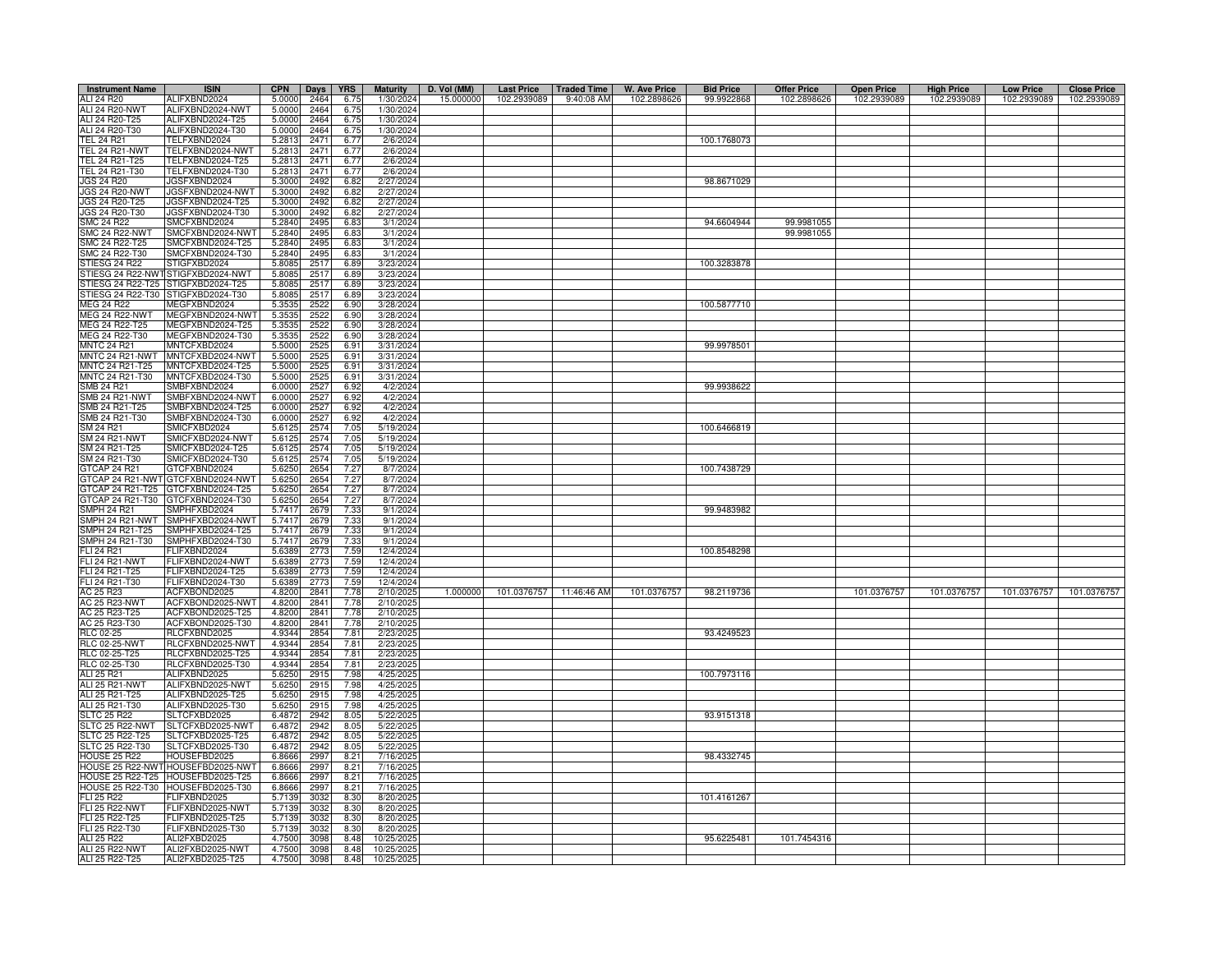| Instrument Name | ISIN | CPN | Days | YRS | Maturity | D. Vol (MM) | Last Price | Traded Time | W. Ave Price | Bid Price | Offer Price | Open Price | High Price | Low Price | Close Price |
|---|---|---|---|---|---|---|---|---|---|---|---|---|---|---|---|
| ALI 24 R20 | ALIFXBND2024 | 5.0000 | 2464 | 6.75 | 1/30/2024 | 15.000000 | 102.2939089 | 9:40:08 AM | 102.2898626 | 99.9922868 | 102.2898626 | 102.2939089 | 102.2939089 | 102.2939089 | 102.2939089 |
| ALI 24 R20-NWT | ALIFXBND2024-NWT | 5.0000 | 2464 | 6.75 | 1/30/2024 | | | | | | | | | | |
| ALI 24 R20-T25 | ALIFXBND2024-T25 | 5.0000 | 2464 | 6.75 | 1/30/2024 | | | | | | | | | | |
| ALI 24 R20-T30 | ALIFXBND2024-T30 | 5.0000 | 2464 | 6.75 | 1/30/2024 | | | | | | | | | | |
| TEL 24 R21 | TELFXBND2024 | 5.2813 | 2471 | 6.77 | 2/6/2024 | | | | | 100.1768073 | | | | | |
| TEL 24 R21-NWT | TELFXBND2024-NWT | 5.2813 | 2471 | 6.77 | 2/6/2024 | | | | | | | | | | |
| TEL 24 R21-T25 | TELFXBND2024-T25 | 5.2813 | 2471 | 6.77 | 2/6/2024 | | | | | | | | | | |
| TEL 24 R21-T30 | TELFXBND2024-T30 | 5.2813 | 2471 | 6.77 | 2/6/2024 | | | | | | | | | | |
| JGS 24 R20 | JGSFXBND2024 | 5.3000 | 2492 | 6.82 | 2/27/2024 | | | | | 98.8671029 | | | | | |
| JGS 24 R20-NWT | JGSFXBND2024-NWT | 5.3000 | 2492 | 6.82 | 2/27/2024 | | | | | | | | | | |
| JGS 24 R20-T25 | JGSFXBND2024-T25 | 5.3000 | 2492 | 6.82 | 2/27/2024 | | | | | | | | | | |
| JGS 24 R20-T30 | JGSFXBND2024-T30 | 5.3000 | 2492 | 6.82 | 2/27/2024 | | | | | | | | | | |
| SMC 24 R22 | SMCFXBND2024 | 5.2840 | 2495 | 6.83 | 3/1/2024 | | | | | 94.6604944 | 99.9981055 | | | | |
| SMC 24 R22-NWT | SMCFXBND2024-NWT | 5.2840 | 2495 | 6.83 | 3/1/2024 | | | | | | 99.9981055 | | | | |
| SMC 24 R22-T25 | SMCFXBND2024-T25 | 5.2840 | 2495 | 6.83 | 3/1/2024 | | | | | | | | | | |
| SMC 24 R22-T30 | SMCFXBND2024-T30 | 5.2840 | 2495 | 6.83 | 3/1/2024 | | | | | | | | | | |
| STIESG 24 R22 | STIGFXBD2024 | 5.8085 | 2517 | 6.89 | 3/23/2024 | | | | | 100.3283878 | | | | | |
| STIESG 24 R22-NWT | STIGFXBD2024-NWT | 5.8085 | 2517 | 6.89 | 3/23/2024 | | | | | | | | | | |
| STIESG 24 R22-T25 | STIGFXBD2024-T25 | 5.8085 | 2517 | 6.89 | 3/23/2024 | | | | | | | | | | |
| STIESG 24 R22-T30 | STIGFXBD2024-T30 | 5.8085 | 2517 | 6.89 | 3/23/2024 | | | | | | | | | | |
| MEG 24 R22 | MEGFXBND2024 | 5.3535 | 2522 | 6.90 | 3/28/2024 | | | | | 100.5877710 | | | | | |
| MEG 24 R22-NWT | MEGFXBND2024-NWT | 5.3535 | 2522 | 6.90 | 3/28/2024 | | | | | | | | | | |
| MEG 24 R22-T25 | MEGFXBND2024-T25 | 5.3535 | 2522 | 6.90 | 3/28/2024 | | | | | | | | | | |
| MEG 24 R22-T30 | MEGFXBND2024-T30 | 5.3535 | 2522 | 6.90 | 3/28/2024 | | | | | | | | | | |
| MNTC 24 R21 | MNTCFXBD2024 | 5.5000 | 2525 | 6.91 | 3/31/2024 | | | | | 99.9978501 | | | | | |
| MNTC 24 R21-NWT | MNTCFXBD2024-NWT | 5.5000 | 2525 | 6.91 | 3/31/2024 | | | | | | | | | | |
| MNTC 24 R21-T25 | MNTCFXBD2024-T25 | 5.5000 | 2525 | 6.91 | 3/31/2024 | | | | | | | | | | |
| MNTC 24 R21-T30 | MNTCFXBD2024-T30 | 5.5000 | 2525 | 6.91 | 3/31/2024 | | | | | | | | | | |
| SMB 24 R21 | SMBFXBND2024 | 6.0000 | 2527 | 6.92 | 4/2/2024 | | | | | 99.9938622 | | | | | |
| SMB 24 R21-NWT | SMBFXBND2024-NWT | 6.0000 | 2527 | 6.92 | 4/2/2024 | | | | | | | | | | |
| SMB 24 R21-T25 | SMBFXBND2024-T25 | 6.0000 | 2527 | 6.92 | 4/2/2024 | | | | | | | | | | |
| SMB 24 R21-T30 | SMBFXBND2024-T30 | 6.0000 | 2527 | 6.92 | 4/2/2024 | | | | | | | | | | |
| SM 24 R21 | SMICFXBD2024 | 5.6125 | 2574 | 7.05 | 5/19/2024 | | | | | 100.6466819 | | | | | |
| SM 24 R21-NWT | SMICFXBD2024-NWT | 5.6125 | 2574 | 7.05 | 5/19/2024 | | | | | | | | | | |
| SM 24 R21-T25 | SMICFXBD2024-T25 | 5.6125 | 2574 | 7.05 | 5/19/2024 | | | | | | | | | | |
| SM 24 R21-T30 | SMICFXBD2024-T30 | 5.6125 | 2574 | 7.05 | 5/19/2024 | | | | | | | | | | |
| GTCAP 24 R21 | GTCFXBND2024 | 5.6250 | 2654 | 7.27 | 8/7/2024 | | | | | 100.7438729 | | | | | |
| GTCAP 24 R21-NWT | GTCFXBND2024-NWT | 5.6250 | 2654 | 7.27 | 8/7/2024 | | | | | | | | | | |
| GTCAP 24 R21-T25 | GTCFXBND2024-T25 | 5.6250 | 2654 | 7.27 | 8/7/2024 | | | | | | | | | | |
| GTCAP 24 R21-T30 | GTCFXBND2024-T30 | 5.6250 | 2654 | 7.27 | 8/7/2024 | | | | | | | | | | |
| SMPH 24 R21 | SMPHFXBD2024 | 5.7417 | 2679 | 7.33 | 9/1/2024 | | | | | 99.9483982 | | | | | |
| SMPH 24 R21-NWT | SMPHFXBD2024-NWT | 5.7417 | 2679 | 7.33 | 9/1/2024 | | | | | | | | | | |
| SMPH 24 R21-T25 | SMPHFXBD2024-T25 | 5.7417 | 2679 | 7.33 | 9/1/2024 | | | | | | | | | | |
| SMPH 24 R21-T30 | SMPHFXBD2024-T30 | 5.7417 | 2679 | 7.33 | 9/1/2024 | | | | | | | | | | |
| FLI 24 R21 | FLIFXBND2024 | 5.6389 | 2773 | 7.59 | 12/4/2024 | | | | | 100.8548298 | | | | | |
| FLI 24 R21-NWT | FLIFXBND2024-NWT | 5.6389 | 2773 | 7.59 | 12/4/2024 | | | | | | | | | | |
| FLI 24 R21-T25 | FLIFXBND2024-T25 | 5.6389 | 2773 | 7.59 | 12/4/2024 | | | | | | | | | | |
| FLI 24 R21-T30 | FLIFXBND2024-T30 | 5.6389 | 2773 | 7.59 | 12/4/2024 | | | | | | | | | | |
| AC 25 R23 | ACFXBOND2025 | 4.8200 | 2841 | 7.78 | 2/10/2025 | 1.000000 | 101.0376757 | 11:46:46 AM | 101.0376757 | 98.2119736 | | 101.0376757 | 101.0376757 | 101.0376757 | 101.0376757 |
| AC 25 R23-NWT | ACFXBOND2025-NWT | 4.8200 | 2841 | 7.78 | 2/10/2025 | | | | | | | | | | |
| AC 25 R23-T25 | ACFXBOND2025-T25 | 4.8200 | 2841 | 7.78 | 2/10/2025 | | | | | | | | | | |
| AC 25 R23-T30 | ACFXBOND2025-T30 | 4.8200 | 2841 | 7.78 | 2/10/2025 | | | | | | | | | | |
| RLC 02-25 | RLCFXBND2025 | 4.9344 | 2854 | 7.81 | 2/23/2025 | | | | | 93.4249523 | | | | | |
| RLC 02-25-NWT | RLCFXBND2025-NWT | 4.9344 | 2854 | 7.81 | 2/23/2025 | | | | | | | | | | |
| RLC 02-25-T25 | RLCFXBND2025-T25 | 4.9344 | 2854 | 7.81 | 2/23/2025 | | | | | | | | | | |
| RLC 02-25-T30 | RLCFXBND2025-T30 | 4.9344 | 2854 | 7.81 | 2/23/2025 | | | | | | | | | | |
| ALI 25 R21 | ALIFXBND2025 | 5.6250 | 2915 | 7.98 | 4/25/2025 | | | | | 100.7973116 | | | | | |
| ALI 25 R21-NWT | ALIFXBND2025-NWT | 5.6250 | 2915 | 7.98 | 4/25/2025 | | | | | | | | | | |
| ALI 25 R21-T25 | ALIFXBND2025-T25 | 5.6250 | 2915 | 7.98 | 4/25/2025 | | | | | | | | | | |
| ALI 25 R21-T30 | ALIFXBND2025-T30 | 5.6250 | 2915 | 7.98 | 4/25/2025 | | | | | | | | | | |
| SLTC 25 R22 | SLTCFXBD2025 | 6.4872 | 2942 | 8.05 | 5/22/2025 | | | | | 93.9151318 | | | | | |
| SLTC 25 R22-NWT | SLTCFXBD2025-NWT | 6.4872 | 2942 | 8.05 | 5/22/2025 | | | | | | | | | | |
| SLTC 25 R22-T25 | SLTCFXBD2025-T25 | 6.4872 | 2942 | 8.05 | 5/22/2025 | | | | | | | | | | |
| SLTC 25 R22-T30 | SLTCFXBD2025-T30 | 6.4872 | 2942 | 8.05 | 5/22/2025 | | | | | | | | | | |
| HOUSE 25 R22 | HOUSEFBD2025 | 6.8666 | 2997 | 8.21 | 7/16/2025 | | | | | 98.4332745 | | | | | |
| HOUSE 25 R22-NWT | HOUSEFBD2025-NWT | 6.8666 | 2997 | 8.21 | 7/16/2025 | | | | | | | | | | |
| HOUSE 25 R22-T25 | HOUSEFBD2025-T25 | 6.8666 | 2997 | 8.21 | 7/16/2025 | | | | | | | | | | |
| HOUSE 25 R22-T30 | HOUSEFBD2025-T30 | 6.8666 | 2997 | 8.21 | 7/16/2025 | | | | | | | | | | |
| FLI 25 R22 | FLIFXBND2025 | 5.7139 | 3032 | 8.30 | 8/20/2025 | | | | | 101.4161267 | | | | | |
| FLI 25 R22-NWT | FLIFXBND2025-NWT | 5.7139 | 3032 | 8.30 | 8/20/2025 | | | | | | | | | | |
| FLI 25 R22-T25 | FLIFXBND2025-T25 | 5.7139 | 3032 | 8.30 | 8/20/2025 | | | | | | | | | | |
| FLI 25 R22-T30 | FLIFXBND2025-T30 | 5.7139 | 3032 | 8.30 | 8/20/2025 | | | | | | | | | | |
| ALI 25 R22 | ALI2FXBD2025 | 4.7500 | 3098 | 8.48 | 10/25/2025 | | | | | 95.6225481 | 101.7454316 | | | | |
| ALI 25 R22-NWT | ALI2FXBD2025-NWT | 4.7500 | 3098 | 8.48 | 10/25/2025 | | | | | | | | | | |
| ALI 25 R22-T25 | ALI2FXBD2025-T25 | 4.7500 | 3098 | 8.48 | 10/25/2025 | | | | | | | | | | |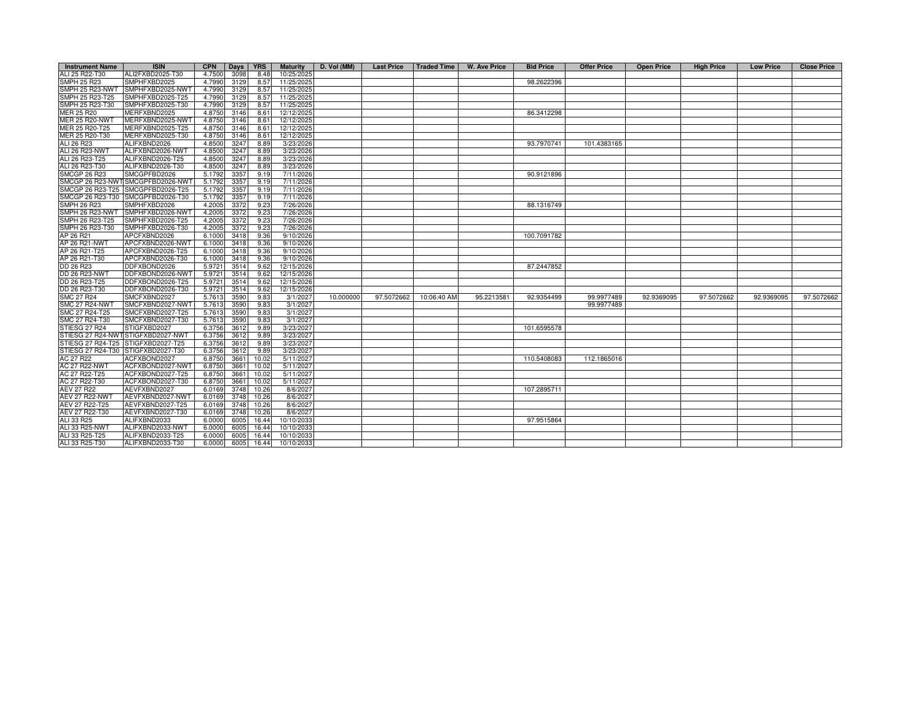| Instrument Name | ISIN | CPN | Days | YRS | Maturity | D. Vol (MM) | Last Price | Traded Time | W. Ave Price | Bid Price | Offer Price | Open Price | High Price | Low Price | Close Price |
|---|---|---|---|---|---|---|---|---|---|---|---|---|---|---|---|
| ALI 25 R22-T30 | ALI2FXBD2025-T30 | 4.7500 | 3098 | 8.48 | 10/25/2025 | | | | | | | | | | |
| SMPH 25 R23 | SMPHFXBD2025 | 4.7990 | 3129 | 8.57 | 11/25/2025 | | | | | 98.2622396 | | | | | |
| SMPH 25 R23-NWT | SMPHFXBD2025-NWT | 4.7990 | 3129 | 8.57 | 11/25/2025 | | | | | | | | | | |
| SMPH 25 R23-T25 | SMPHFXBD2025-T25 | 4.7990 | 3129 | 8.57 | 11/25/2025 | | | | | | | | | | |
| SMPH 25 R23-T30 | SMPHFXBD2025-T30 | 4.7990 | 3129 | 8.57 | 11/25/2025 | | | | | | | | | | |
| MER 25 R20 | MERFXBND2025 | 4.8750 | 3146 | 8.61 | 12/12/2025 | | | | | 86.3412298 | | | | | |
| MER 25 R20-NWT | MERFXBND2025-NWT | 4.8750 | 3146 | 8.61 | 12/12/2025 | | | | | | | | | | |
| MER 25 R20-T25 | MERFXBND2025-T25 | 4.8750 | 3146 | 8.61 | 12/12/2025 | | | | | | | | | | |
| MER 25 R20-T30 | MERFXBND2025-T30 | 4.8750 | 3146 | 8.61 | 12/12/2025 | | | | | | | | | | |
| ALI 26 R23 | ALIFXBND2026 | 4.8500 | 3247 | 8.89 | 3/23/2026 | | | | | 93.7970741 | 101.4383165 | | | | |
| ALI 26 R23-NWT | ALIFXBND2026-NWT | 4.8500 | 3247 | 8.89 | 3/23/2026 | | | | | | | | | | |
| ALI 26 R23-T25 | ALIFXBND2026-T25 | 4.8500 | 3247 | 8.89 | 3/23/2026 | | | | | | | | | | |
| ALI 26 R23-T30 | ALIFXBND2026-T30 | 4.8500 | 3247 | 8.89 | 3/23/2026 | | | | | | | | | | |
| SMCGP 26 R23 | SMCGPFBD2026 | 5.1792 | 3357 | 9.19 | 7/11/2026 | | | | | 90.9121896 | | | | | |
| SMCGP 26 R23-NWT | SMCGPFBD2026-NWT | 5.1792 | 3357 | 9.19 | 7/11/2026 | | | | | | | | | | |
| SMCGP 26 R23-T25 | SMCGPFBD2026-T25 | 5.1792 | 3357 | 9.19 | 7/11/2026 | | | | | | | | | | |
| SMCGP 26 R23-T30 | SMCGPFBD2026-T30 | 5.1792 | 3357 | 9.19 | 7/11/2026 | | | | | | | | | | |
| SMPH 26 R23 | SMPHFXBD2026 | 4.2005 | 3372 | 9.23 | 7/26/2026 | | | | | 88.1316749 | | | | | |
| SMPH 26 R23-NWT | SMPHFXBD2026-NWT | 4.2005 | 3372 | 9.23 | 7/26/2026 | | | | | | | | | | |
| SMPH 26 R23-T25 | SMPHFXBD2026-T25 | 4.2005 | 3372 | 9.23 | 7/26/2026 | | | | | | | | | | |
| SMPH 26 R23-T30 | SMPHFXBD2026-T30 | 4.2005 | 3372 | 9.23 | 7/26/2026 | | | | | | | | | | |
| AP 26 R21 | APCFXBND2026 | 6.1000 | 3418 | 9.36 | 9/10/2026 | | | | | 100.7091782 | | | | | |
| AP 26 R21-NWT | APCFXBND2026-NWT | 6.1000 | 3418 | 9.36 | 9/10/2026 | | | | | | | | | | |
| AP 26 R21-T25 | APCFXBND2026-T25 | 6.1000 | 3418 | 9.36 | 9/10/2026 | | | | | | | | | | |
| AP 26 R21-T30 | APCFXBND2026-T30 | 6.1000 | 3418 | 9.36 | 9/10/2026 | | | | | | | | | | |
| DD 26 R23 | DDFXBOND2026 | 5.9721 | 3514 | 9.62 | 12/15/2026 | | | | | 87.2447852 | | | | | |
| DD 26 R23-NWT | DDFXBOND2026-NWT | 5.9721 | 3514 | 9.62 | 12/15/2026 | | | | | | | | | | |
| DD 26 R23-T25 | DDFXBOND2026-T25 | 5.9721 | 3514 | 9.62 | 12/15/2026 | | | | | | | | | | |
| DD 26 R23-T30 | DDFXBOND2026-T30 | 5.9721 | 3514 | 9.62 | 12/15/2026 | | | | | | | | | | |
| SMC 27 R24 | SMCFXBND2027 | 5.7613 | 3590 | 9.83 | 3/1/2027 | 10.000000 | 97.5072662 | 10:06:40 AM | 95.2213581 | 92.9354499 | 99.9977489 | 92.9369095 | 97.5072662 | 92.9369095 | 97.5072662 |
| SMC 27 R24-NWT | SMCFXBND2027-NWT | 5.7613 | 3590 | 9.83 | 3/1/2027 | | | | | | 99.9977489 | | | | |
| SMC 27 R24-T25 | SMCFXBND2027-T25 | 5.7613 | 3590 | 9.83 | 3/1/2027 | | | | | | | | | | |
| SMC 27 R24-T30 | SMCFXBND2027-T30 | 5.7613 | 3590 | 9.83 | 3/1/2027 | | | | | | | | | | |
| STIESG 27 R24 | STIGFXBD2027 | 6.3756 | 3612 | 9.89 | 3/23/2027 | | | | | 101.6595578 | | | | | |
| STIESG 27 R24-NWT | STIGFXBD2027-NWT | 6.3756 | 3612 | 9.89 | 3/23/2027 | | | | | | | | | | |
| STIESG 27 R24-T25 | STIGFXBD2027-T25 | 6.3756 | 3612 | 9.89 | 3/23/2027 | | | | | | | | | | |
| STIESG 27 R24-T30 | STIGFXBD2027-T30 | 6.3756 | 3612 | 9.89 | 3/23/2027 | | | | | | | | | | |
| AC 27 R22 | ACFXBOND2027 | 6.8750 | 3661 | 10.02 | 5/11/2027 | | | | | 110.5408083 | 112.1865016 | | | | |
| AC 27 R22-NWT | ACFXBOND2027-NWT | 6.8750 | 3661 | 10.02 | 5/11/2027 | | | | | | | | | | |
| AC 27 R22-T25 | ACFXBOND2027-T25 | 6.8750 | 3661 | 10.02 | 5/11/2027 | | | | | | | | | | |
| AC 27 R22-T30 | ACFXBOND2027-T30 | 6.8750 | 3661 | 10.02 | 5/11/2027 | | | | | | | | | | |
| AEV 27 R22 | AEVFXBND2027 | 6.0169 | 3748 | 10.26 | 8/6/2027 | | | | | 107.2895711 | | | | | |
| AEV 27 R22-NWT | AEVFXBND2027-NWT | 6.0169 | 3748 | 10.26 | 8/6/2027 | | | | | | | | | | |
| AEV 27 R22-T25 | AEVFXBND2027-T25 | 6.0169 | 3748 | 10.26 | 8/6/2027 | | | | | | | | | | |
| AEV 27 R22-T30 | AEVFXBND2027-T30 | 6.0169 | 3748 | 10.26 | 8/6/2027 | | | | | | | | | | |
| ALI 33 R25 | ALIFXBND2033 | 6.0000 | 6005 | 16.44 | 10/10/2033 | | | | | 97.9515864 | | | | | |
| ALI 33 R25-NWT | ALIFXBND2033-NWT | 6.0000 | 6005 | 16.44 | 10/10/2033 | | | | | | | | | | |
| ALI 33 R25-T25 | ALIFXBND2033-T25 | 6.0000 | 6005 | 16.44 | 10/10/2033 | | | | | | | | | | |
| ALI 33 R25-T30 | ALIFXBND2033-T30 | 6.0000 | 6005 | 16.44 | 10/10/2033 | | | | | | | | | | |